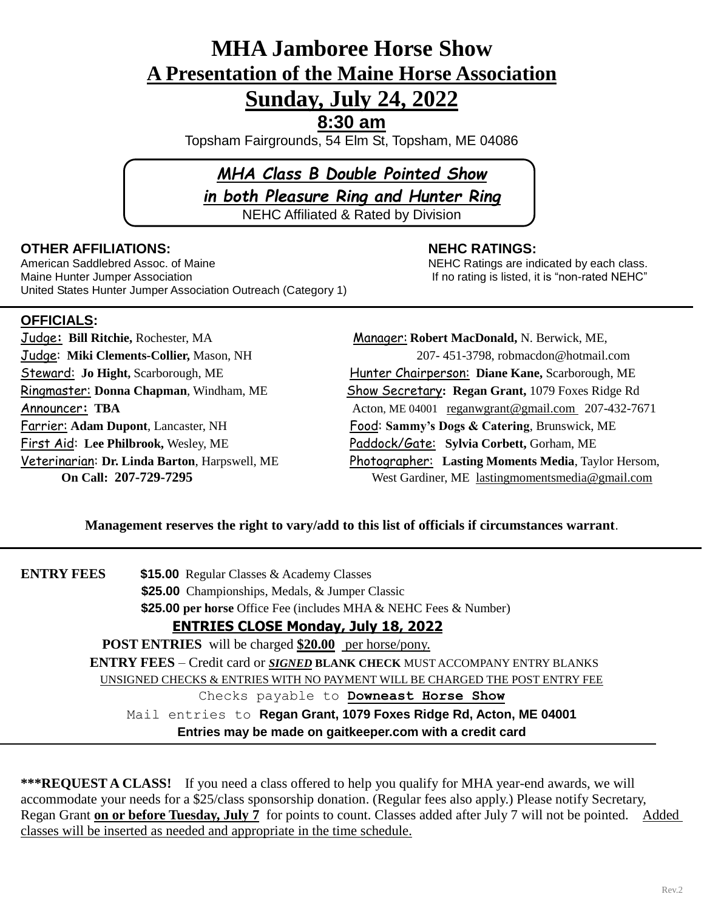// MHA Jamboree Horse Show — page 1 of 5

# MHA Jamboree Horse Show

## A Presentation of the Maine Horse Association

## Sunday, July 24, 2022

**8:30 am**

Topsham Fairgrounds, 54 Elm St, Topsham, ME 04086

***MHA Class B Double Pointed Show***

***in both Pleasure Ring and Hunter Ring***

NEHC Affiliated & Rated by Division

**OTHER AFFILIATIONS:**

American Saddlebred Assoc. of Maine
Maine Hunter Jumper Association
United States Hunter Jumper Association Outreach (Category 1)

**NEHC RATINGS:**

NEHC Ratings are indicated by each class.
If no rating is listed, it is "non-rated NEHC"

**OFFICIALS:**

Judge: **Bill Ritchie,** Rochester, MA
Judge: **Miki Clements-Collier,** Mason, NH
Steward: **Jo Hight,** Scarborough, ME
Ringmaster: **Donna Chapman**, Windham, ME
Announcer: **TBA**
Farrier: **Adam Dupont**, Lancaster, NH
First Aid: **Lee Philbrook,** Wesley, ME
Veterinarian: **Dr. Linda Barton**, Harpswell, ME
**On Call: 207-729-7295**

Manager: **Robert MacDonald,** N. Berwick, ME, 207- 451-3798, robmacdon@hotmail.com
Hunter Chairperson: **Diane Kane,** Scarborough, ME
Show Secretary: **Regan Grant,** 1079 Foxes Ridge Rd Acton, ME 04001 reganwgrant@gmail.com 207-432-7671
Food: **Sammy's Dogs & Catering**, Brunswick, ME
Paddock/Gate: **Sylvia Corbett,** Gorham, ME
Photographer: **Lasting Moments Media**, Taylor Hersom, West Gardiner, ME lastingmomentsmedia@gmail.com

**Management reserves the right to vary/add to this list of officials if circumstances warrant**.

**ENTRY FEES** **$15.00** Regular Classes & Academy Classes
**$25.00** Championships, Medals, & Jumper Classic
**$25.00 per horse** Office Fee (includes MHA & NEHC Fees & Number)

**ENTRIES CLOSE Monday, July 18, 2022**

**POST ENTRIES** will be charged **$20.00** per horse/pony.

**ENTRY FEES** – Credit card or ***SIGNED*** **BLANK CHECK** MUST ACCOMPANY ENTRY BLANKS

UNSIGNED CHECKS & ENTRIES WITH NO PAYMENT WILL BE CHARGED THE POST ENTRY FEE

Checks payable to **Downeast Horse Show**

Mail entries to **Regan Grant, 1079 Foxes Ridge Rd, Acton, ME 04001**

**Entries may be made on gaitkeeper.com with a credit card**

**\*\*\*REQUEST A CLASS!** If you need a class offered to help you qualify for MHA year-end awards, we will accommodate your needs for a $25/class sponsorship donation. (Regular fees also apply.) Please notify Secretary, Regan Grant **on or before Tuesday, July 7** for points to count. Classes added after July 7 will not be pointed. Added classes will be inserted as needed and appropriate in the time schedule.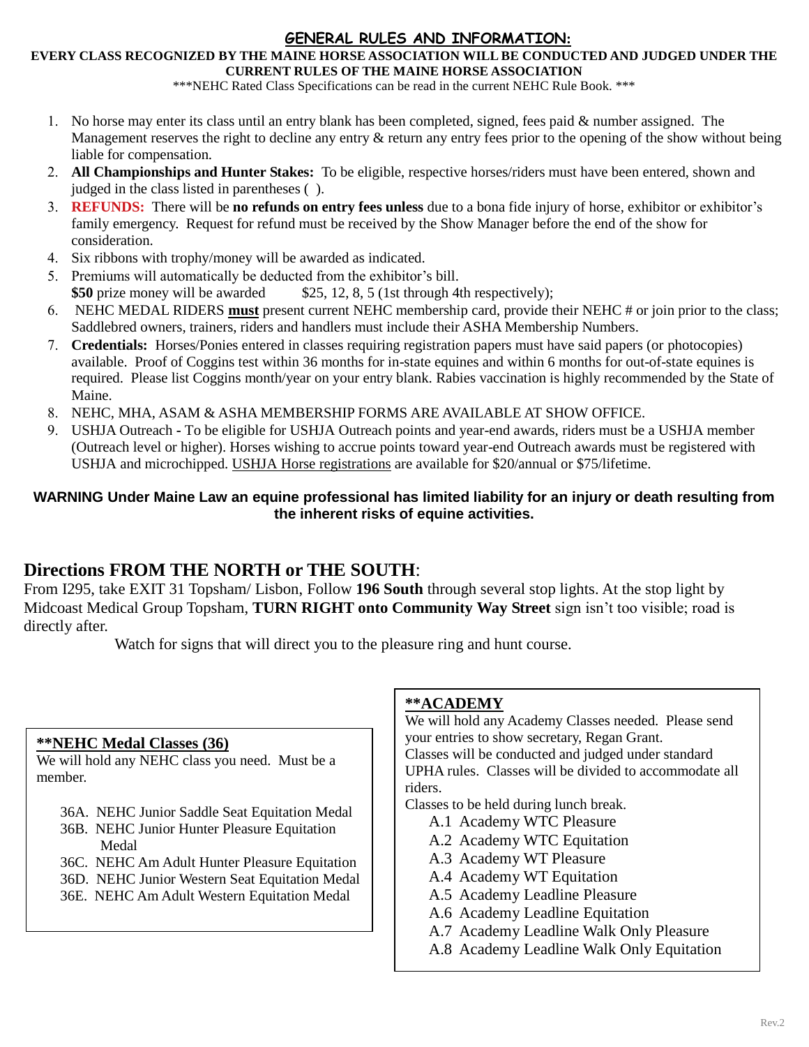## GENERAL RULES AND INFORMATION:

**EVERY CLASS RECOGNIZED BY THE MAINE HORSE ASSOCIATION WILL BE CONDUCTED AND JUDGED UNDER THE CURRENT RULES OF THE MAINE HORSE ASSOCIATION**

***NEHC Rated Class Specifications can be read in the current NEHC Rule Book. ***

1. No horse may enter its class until an entry blank has been completed, signed, fees paid & number assigned. The Management reserves the right to decline any entry & return any entry fees prior to the opening of the show without being liable for compensation.
2. **All Championships and Hunter Stakes:** To be eligible, respective horses/riders must have been entered, shown and judged in the class listed in parentheses ( ).
3. **REFUNDS:** There will be **no refunds on entry fees unless** due to a bona fide injury of horse, exhibitor or exhibitor's family emergency. Request for refund must be received by the Show Manager before the end of the show for consideration.
4. Six ribbons with trophy/money will be awarded as indicated.
5. Premiums will automatically be deducted from the exhibitor's bill.
   **$50** prize money will be awarded $25, 12, 8, 5 (1st through 4th respectively);
6. NEHC MEDAL RIDERS **must** present current NEHC membership card, provide their NEHC # or join prior to the class; Saddlebred owners, trainers, riders and handlers must include their ASHA Membership Numbers.
7. **Credentials:** Horses/Ponies entered in classes requiring registration papers must have said papers (or photocopies) available. Proof of Coggins test within 36 months for in-state equines and within 6 months for out-of-state equines is required. Please list Coggins month/year on your entry blank. Rabies vaccination is highly recommended by the State of Maine.
8. NEHC, MHA, ASAM & ASHA MEMBERSHIP FORMS ARE AVAILABLE AT SHOW OFFICE.
9. USHJA Outreach - To be eligible for USHJA Outreach points and year-end awards, riders must be a USHJA member (Outreach level or higher). Horses wishing to accrue points toward year-end Outreach awards must be registered with USHJA and microchipped. USHJA Horse registrations are available for $20/annual or $75/lifetime.

**WARNING Under Maine Law an equine professional has limited liability for an injury or death resulting from the inherent risks of equine activities.**

## Directions FROM THE NORTH or THE SOUTH:

From I295, take EXIT 31 Topsham/ Lisbon, Follow **196 South** through several stop lights. At the stop light by Midcoast Medical Group Topsham, **TURN RIGHT onto Community Way Street** sign isn't too visible; road is directly after.

Watch for signs that will direct you to the pleasure ring and hunt course.

### **NEHC Medal Classes (36)

We will hold any NEHC class you need. Must be a member.

- 36A. NEHC Junior Saddle Seat Equitation Medal
- 36B. NEHC Junior Hunter Pleasure Equitation Medal
- 36C. NEHC Am Adult Hunter Pleasure Equitation
- 36D. NEHC Junior Western Seat Equitation Medal
- 36E. NEHC Am Adult Western Equitation Medal

### **ACADEMY

We will hold any Academy Classes needed. Please send your entries to show secretary, Regan Grant.
Classes will be conducted and judged under standard UPHA rules. Classes will be divided to accommodate all riders.
Classes to be held during lunch break.

- A.1 Academy WTC Pleasure
- A.2 Academy WTC Equitation
- A.3 Academy WT Pleasure
- A.4 Academy WT Equitation
- A.5 Academy Leadline Pleasure
- A.6 Academy Leadline Equitation
- A.7 Academy Leadline Walk Only Pleasure
- A.8 Academy Leadline Walk Only Equitation

Rev.2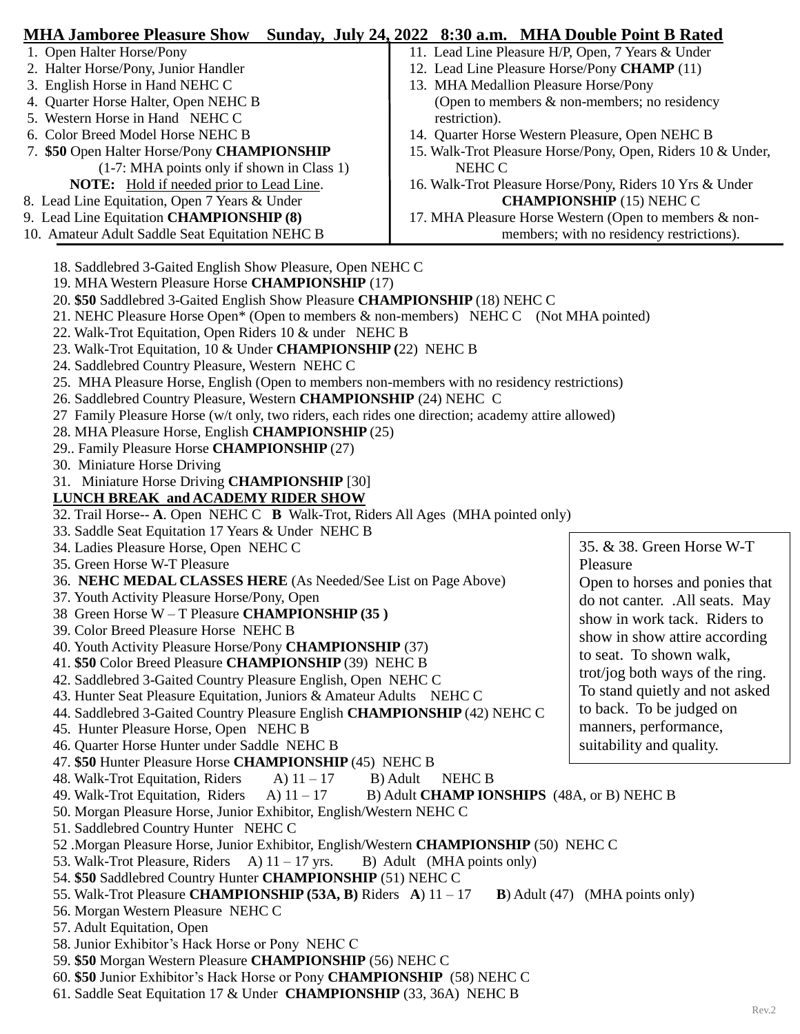# MHA Jamboree Pleasure Show Sunday, July 24, 2022 8:30 a.m. MHA Double Point B Rated

1. Open Halter Horse/Pony
2. Halter Horse/Pony, Junior Handler
3. English Horse in Hand NEHC C
4. Quarter Horse Halter, Open NEHC B
5. Western Horse in Hand NEHC C
6. Color Breed Model Horse NEHC B
7. **$50** Open Halter Horse/Pony **CHAMPIONSHIP** (1-7: MHA points only if shown in Class 1)

**NOTE:** Hold if needed prior to Lead Line.

8. Lead Line Equitation, Open 7 Years & Under
9. Lead Line Equitation **CHAMPIONSHIP (8)**
10. Amateur Adult Saddle Seat Equitation NEHC B
11. Lead Line Pleasure H/P, Open, 7 Years & Under
12. Lead Line Pleasure Horse/Pony **CHAMP** (11)
13. MHA Medallion Pleasure Horse/Pony (Open to members & non-members; no residency restriction).
14. Quarter Horse Western Pleasure, Open NEHC B
15. Walk-Trot Pleasure Horse/Pony, Open, Riders 10 & Under, NEHC C
16. Walk-Trot Pleasure Horse/Pony, Riders 10 Yrs & Under **CHAMPIONSHIP** (15) NEHC C
17. MHA Pleasure Horse Western (Open to members & non-members; with no residency restrictions).
18. Saddlebred 3-Gaited English Show Pleasure, Open NEHC C
19. MHA Western Pleasure Horse **CHAMPIONSHIP** (17)
20. **$50** Saddlebred 3-Gaited English Show Pleasure **CHAMPIONSHIP** (18) NEHC C
21. NEHC Pleasure Horse Open* (Open to members & non-members) NEHC C (Not MHA pointed)
22. Walk-Trot Equitation, Open Riders 10 & under NEHC B
23. Walk-Trot Equitation, 10 & Under **CHAMPIONSHIP (**22) NEHC B
24. Saddlebred Country Pleasure, Western NEHC C
25. MHA Pleasure Horse, English (Open to members non-members with no residency restrictions)
26. Saddlebred Country Pleasure, Western **CHAMPIONSHIP** (24) NEHC C
27. Family Pleasure Horse (w/t only, two riders, each rides one direction; academy attire allowed)
28. MHA Pleasure Horse, English **CHAMPIONSHIP** (25)
29. Family Pleasure Horse **CHAMPIONSHIP** (27)
30. Miniature Horse Driving
31. Miniature Horse Driving **CHAMPIONSHIP** [30]

**LUNCH BREAK and ACADEMY RIDER SHOW**

32. Trail Horse-- **A**. Open NEHC C **B** Walk-Trot, Riders All Ages (MHA pointed only)
33. Saddle Seat Equitation 17 Years & Under NEHC B
34. Ladies Pleasure Horse, Open NEHC C
35. Green Horse W-T Pleasure
36. **NEHC MEDAL CLASSES HERE** (As Needed/See List on Page Above)
37. Youth Activity Pleasure Horse/Pony, Open
38. Green Horse W – T Pleasure **CHAMPIONSHIP (35 )**
39. Color Breed Pleasure Horse NEHC B
40. Youth Activity Pleasure Horse/Pony **CHAMPIONSHIP** (37)
41. **$50** Color Breed Pleasure **CHAMPIONSHIP** (39) NEHC B
42. Saddlebred 3-Gaited Country Pleasure English, Open NEHC C
43. Hunter Seat Pleasure Equitation, Juniors & Amateur Adults NEHC C
44. Saddlebred 3-Gaited Country Pleasure English **CHAMPIONSHIP** (42) NEHC C
45. Hunter Pleasure Horse, Open NEHC B
46. Quarter Horse Hunter under Saddle NEHC B
47. **$50** Hunter Pleasure Horse **CHAMPIONSHIP** (45) NEHC B
48. Walk-Trot Equitation, Riders A) 11 – 17 B) Adult NEHC B
49. Walk-Trot Equitation, Riders A) 11 – 17 B) Adult **CHAMP IONSHIPS** (48A, or B) NEHC B
50. Morgan Pleasure Horse, Junior Exhibitor, English/Western NEHC C
51. Saddlebred Country Hunter NEHC C
52. Morgan Pleasure Horse, Junior Exhibitor, English/Western **CHAMPIONSHIP** (50) NEHC C
53. Walk-Trot Pleasure, Riders A) 11 – 17 yrs. B) Adult (MHA points only)
54. **$50** Saddlebred Country Hunter **CHAMPIONSHIP** (51) NEHC C
55. Walk-Trot Pleasure **CHAMPIONSHIP (53A, B)** Riders **A**) 11 – 17 **B**) Adult (47) (MHA points only)
56. Morgan Western Pleasure NEHC C
57. Adult Equitation, Open
58. Junior Exhibitor's Hack Horse or Pony NEHC C
59. **$50** Morgan Western Pleasure **CHAMPIONSHIP** (56) NEHC C
60. **$50** Junior Exhibitor's Hack Horse or Pony **CHAMPIONSHIP** (58) NEHC C
61. Saddle Seat Equitation 17 & Under **CHAMPIONSHIP** (33, 36A) NEHC B

35. & 38. Green Horse W-T Pleasure
Open to horses and ponies that do not canter. .All seats. May show in work tack. Riders to show in show attire according to seat. To shown walk, trot/jog both ways of the ring. To stand quietly and not asked to back. To be judged on manners, performance, suitability and quality.

Rev.2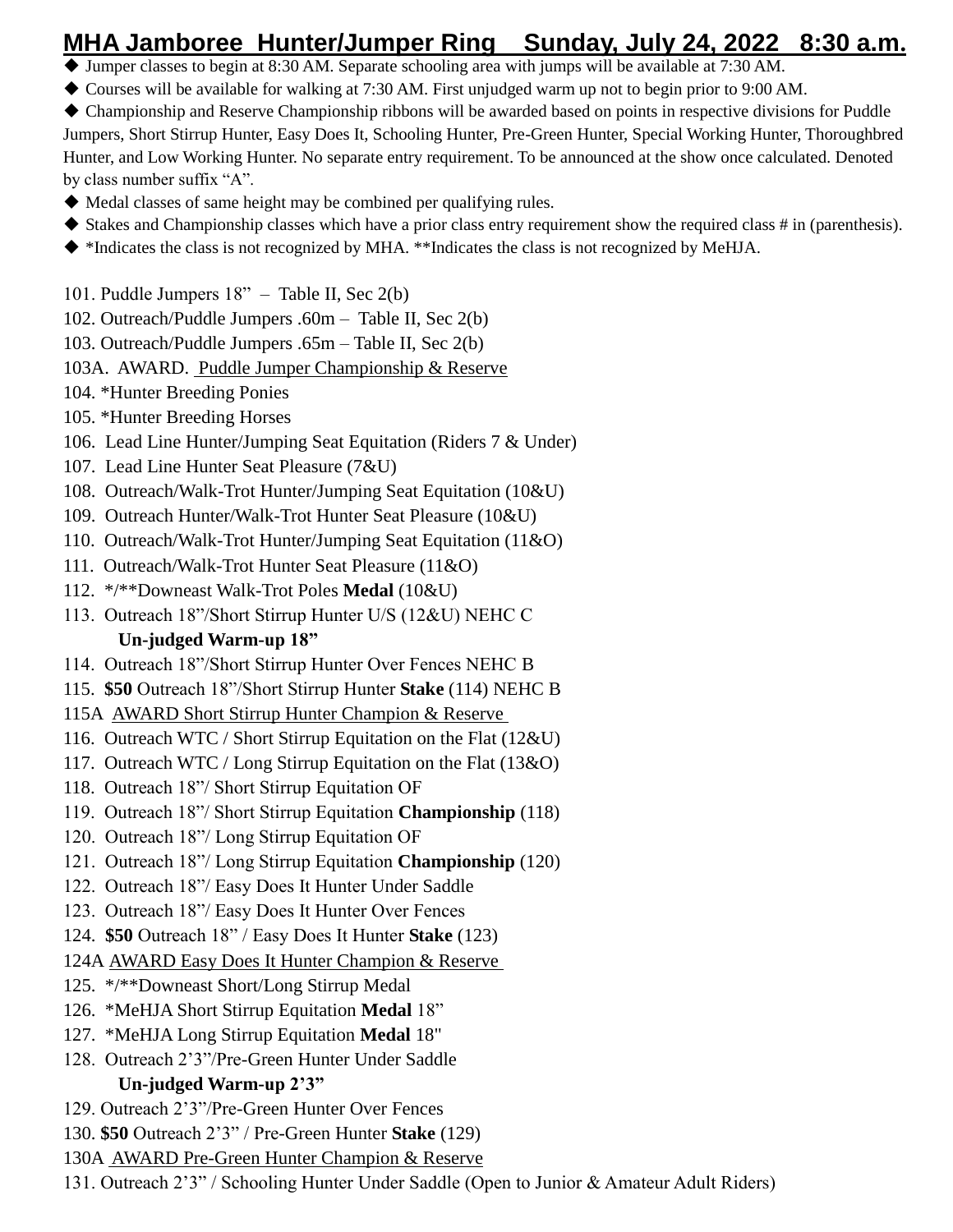# MHA Jamboree Hunter/Jumper Ring Sunday, July 24, 2022 8:30 a.m.

- Jumper classes to begin at 8:30 AM. Separate schooling area with jumps will be available at 7:30 AM.
- Courses will be available for walking at 7:30 AM. First unjudged warm up not to begin prior to 9:00 AM.
- Championship and Reserve Championship ribbons will be awarded based on points in respective divisions for Puddle Jumpers, Short Stirrup Hunter, Easy Does It, Schooling Hunter, Pre-Green Hunter, Special Working Hunter, Thoroughbred Hunter, and Low Working Hunter. No separate entry requirement. To be announced at the show once calculated. Denoted by class number suffix "A".
- Medal classes of same height may be combined per qualifying rules.
- Stakes and Championship classes which have a prior class entry requirement show the required class # in (parenthesis).
- *Indicates the class is not recognized by MHA. **Indicates the class is not recognized by MeHJA.

101. Puddle Jumpers 18" – Table II, Sec 2(b)
102. Outreach/Puddle Jumpers .60m – Table II, Sec 2(b)
103. Outreach/Puddle Jumpers .65m – Table II, Sec 2(b)
103A. AWARD. Puddle Jumper Championship & Reserve
104. *Hunter Breeding Ponies
105. *Hunter Breeding Horses
106. Lead Line Hunter/Jumping Seat Equitation (Riders 7 & Under)
107. Lead Line Hunter Seat Pleasure (7&U)
108. Outreach/Walk-Trot Hunter/Jumping Seat Equitation (10&U)
109. Outreach Hunter/Walk-Trot Hunter Seat Pleasure (10&U)
110. Outreach/Walk-Trot Hunter/Jumping Seat Equitation (11&O)
111. Outreach/Walk-Trot Hunter Seat Pleasure (11&O)
112. */**Downeast Walk-Trot Poles **Medal** (10&U)
113. Outreach 18"/Short Stirrup Hunter U/S (12&U) NEHC C

**Un-judged Warm-up 18"**

114. Outreach 18"/Short Stirrup Hunter Over Fences NEHC B
115. **$50** Outreach 18"/Short Stirrup Hunter **Stake** (114) NEHC B
115A AWARD Short Stirrup Hunter Champion & Reserve
116. Outreach WTC / Short Stirrup Equitation on the Flat (12&U)
117. Outreach WTC / Long Stirrup Equitation on the Flat (13&O)
118. Outreach 18"/ Short Stirrup Equitation OF
119. Outreach 18"/ Short Stirrup Equitation **Championship** (118)
120. Outreach 18"/ Long Stirrup Equitation OF
121. Outreach 18"/ Long Stirrup Equitation **Championship** (120)
122. Outreach 18"/ Easy Does It Hunter Under Saddle
123. Outreach 18"/ Easy Does It Hunter Over Fences
124. **$50** Outreach 18" / Easy Does It Hunter **Stake** (123)
124A AWARD Easy Does It Hunter Champion & Reserve
125. */**Downeast Short/Long Stirrup Medal
126. *MeHJA Short Stirrup Equitation **Medal** 18"
127. *MeHJA Long Stirrup Equitation **Medal** 18"
128. Outreach 2'3"/Pre-Green Hunter Under Saddle

**Un-judged Warm-up 2'3"**

129. Outreach 2'3"/Pre-Green Hunter Over Fences
130. **$50** Outreach 2'3" / Pre-Green Hunter **Stake** (129)
130A AWARD Pre-Green Hunter Champion & Reserve
131. Outreach 2'3" / Schooling Hunter Under Saddle (Open to Junior & Amateur Adult Riders)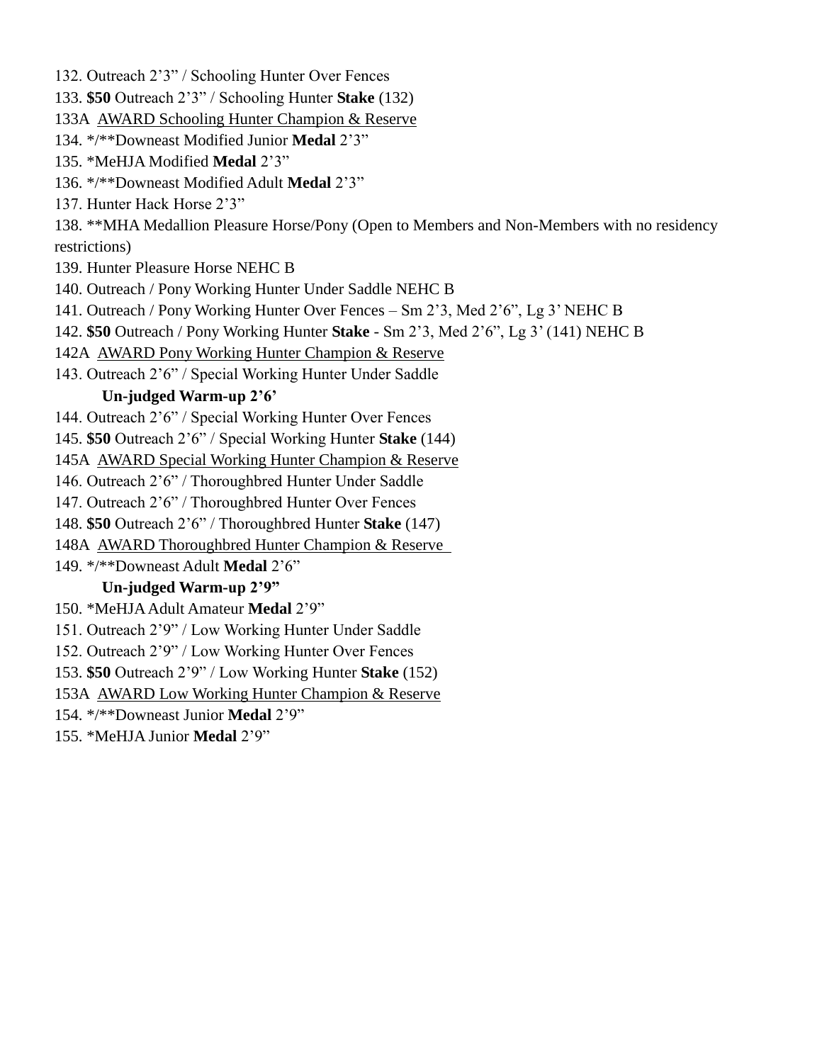132. Outreach 2’3” / Schooling Hunter Over Fences
133. **$50** Outreach 2’3” / Schooling Hunter **Stake** (132)
133A <u>AWARD Schooling Hunter Champion & Reserve</u>
134. */**Downeast Modified Junior **Medal** 2’3”
135. *MeHJA Modified **Medal** 2’3”
136. */**Downeast Modified Adult **Medal** 2’3”
137. Hunter Hack Horse 2’3”
138. **MHA Medallion Pleasure Horse/Pony (Open to Members and Non-Members with no residency restrictions)
139. Hunter Pleasure Horse NEHC B
140. Outreach / Pony Working Hunter Under Saddle NEHC B
141. Outreach / Pony Working Hunter Over Fences – Sm 2’3, Med 2’6”, Lg 3’ NEHC B
142. **$50** Outreach / Pony Working Hunter **Stake** - Sm 2’3, Med 2’6”, Lg 3’ (141) NEHC B
142A <u>AWARD Pony Working Hunter Champion & Reserve</u>
143. Outreach 2’6” / Special Working Hunter Under Saddle

**Un-judged Warm-up 2’6’**

144. Outreach 2’6” / Special Working Hunter Over Fences
145. **$50** Outreach 2’6” / Special Working Hunter **Stake** (144)
145A <u>AWARD Special Working Hunter Champion & Reserve</u>
146. Outreach 2’6” / Thoroughbred Hunter Under Saddle
147. Outreach 2’6” / Thoroughbred Hunter Over Fences
148. **$50** Outreach 2’6” / Thoroughbred Hunter **Stake** (147)
148A <u>AWARD Thoroughbred Hunter Champion & Reserve</u>
149. */**Downeast Adult **Medal** 2’6”

**Un-judged Warm-up 2’9”**

150. *MeHJA Adult Amateur **Medal** 2’9”
151. Outreach 2’9” / Low Working Hunter Under Saddle
152. Outreach 2’9” / Low Working Hunter Over Fences
153. **$50** Outreach 2’9” / Low Working Hunter **Stake** (152)
153A <u>AWARD Low Working Hunter Champion & Reserve</u>
154. */**Downeast Junior **Medal** 2’9”
155. *MeHJA Junior **Medal** 2’9”